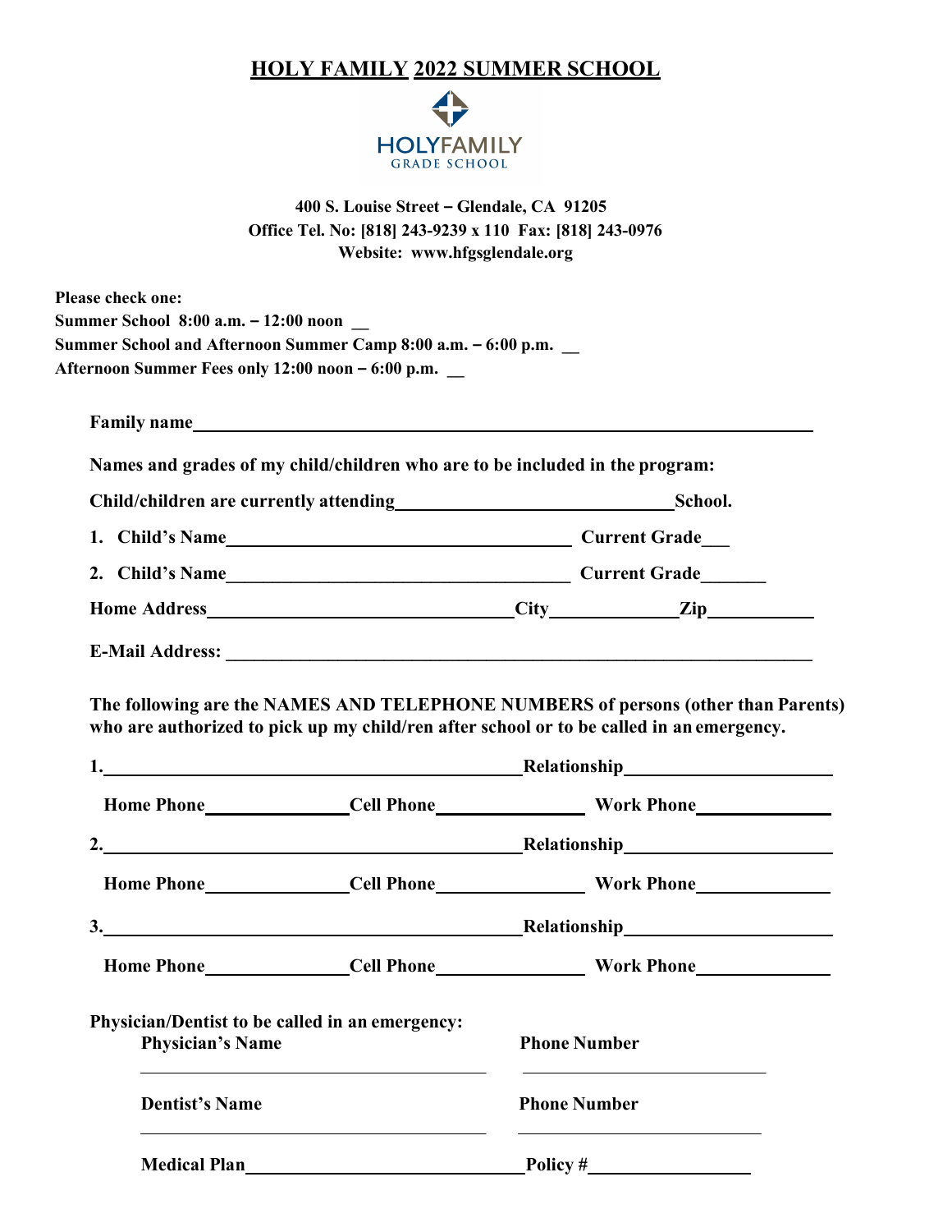# HOLY FAMILY 2022 SUMMER SCHOOL

HOLYFAMILY
GRADE SCHOOL

**400 S. Louise Street – Glendale, CA 91205**
**Office Tel. No: [818] 243-9239 x 110 Fax: [818] 243-0976**
**Website: www.hfgsglendale.org**

**Please check one:**
**Summer School 8:00 a.m. – 12:00 noon __**
**Summer School and Afternoon Summer Camp 8:00 a.m. – 6:00 p.m. __**
**Afternoon Summer Fees only 12:00 noon – 6:00 p.m. __**

**Family name**\_\_\_\_\_\_\_\_\_\_\_\_\_\_\_\_\_\_\_\_\_\_\_\_\_\_\_\_\_\_\_\_\_\_\_\_\_\_\_\_\_\_\_\_\_\_\_\_

**Names and grades of my child/children who are to be included in the program:**

**Child/children are currently attending**\_\_\_\_\_\_\_\_\_\_\_\_\_\_\_\_\_\_\_\_\_\_\_\_\_\_\_\_\_\_**School.**

**1. Child's Name**\_\_\_\_\_\_\_\_\_\_\_\_\_\_\_\_\_\_\_\_\_\_\_\_\_\_\_\_\_\_ **Current Grade**\_\_\_

**2. Child's Name**\_\_\_\_\_\_\_\_\_\_\_\_\_\_\_\_\_\_\_\_\_\_\_\_\_\_\_\_\_\_ **Current Grade**\_\_\_\_\_\_\_

**Home Address**\_\_\_\_\_\_\_\_\_\_\_\_\_\_\_\_\_\_\_\_\_\_\_\_\_\_\_\_**City**\_\_\_\_\_\_\_\_\_\_\_\_**Zip**\_\_\_\_\_\_\_\_\_\_

**E-Mail Address:** \_\_\_\_\_\_\_\_\_\_\_\_\_\_\_\_\_\_\_\_\_\_\_\_\_\_\_\_\_\_\_\_\_\_\_\_\_\_\_\_\_\_\_\_\_\_\_\_

**The following are the NAMES AND TELEPHONE NUMBERS of persons (other than Parents) who are authorized to pick up my child/ren after school or to be called in an emergency.**

**1.**\_\_\_\_\_\_\_\_\_\_\_\_\_\_\_\_\_\_\_\_\_\_\_\_\_\_\_\_\_\_\_\_\_\_\_\_**Relationship**\_\_\_\_\_\_\_\_\_\_\_\_\_\_\_\_\_\_\_\_

**Home Phone**\_\_\_\_\_\_\_\_\_\_\_\_\_\_**Cell Phone**\_\_\_\_\_\_\_\_\_\_\_\_\_\_ **Work Phone**\_\_\_\_\_\_\_\_\_\_\_\_\_\_

**2.**\_\_\_\_\_\_\_\_\_\_\_\_\_\_\_\_\_\_\_\_\_\_\_\_\_\_\_\_\_\_\_\_\_\_\_\_**Relationship**\_\_\_\_\_\_\_\_\_\_\_\_\_\_\_\_\_\_\_\_

**Home Phone**\_\_\_\_\_\_\_\_\_\_\_\_\_\_**Cell Phone**\_\_\_\_\_\_\_\_\_\_\_\_\_\_ **Work Phone**\_\_\_\_\_\_\_\_\_\_\_\_\_\_

**3.**\_\_\_\_\_\_\_\_\_\_\_\_\_\_\_\_\_\_\_\_\_\_\_\_\_\_\_\_\_\_\_\_\_\_\_\_**Relationship**\_\_\_\_\_\_\_\_\_\_\_\_\_\_\_\_\_\_\_\_

**Home Phone**\_\_\_\_\_\_\_\_\_\_\_\_\_\_**Cell Phone**\_\_\_\_\_\_\_\_\_\_\_\_\_\_ **Work Phone**\_\_\_\_\_\_\_\_\_\_\_\_\_\_

**Physician/Dentist to be called in an emergency:**

**Physician's Name** \_\_\_\_\_\_\_\_\_\_\_\_\_\_\_\_\_\_\_\_\_\_\_\_\_\_\_\_ **Phone Number** \_\_\_\_\_\_\_\_\_\_\_\_\_\_\_\_\_\_\_\_

**Dentist's Name** \_\_\_\_\_\_\_\_\_\_\_\_\_\_\_\_\_\_\_\_\_\_\_\_\_\_\_\_ **Phone Number** \_\_\_\_\_\_\_\_\_\_\_\_\_\_\_\_\_\_\_\_

**Medical Plan**\_\_\_\_\_\_\_\_\_\_\_\_\_\_\_\_\_\_\_\_\_\_\_\_\_\_\_\_**Policy #**\_\_\_\_\_\_\_\_\_\_\_\_\_\_\_\_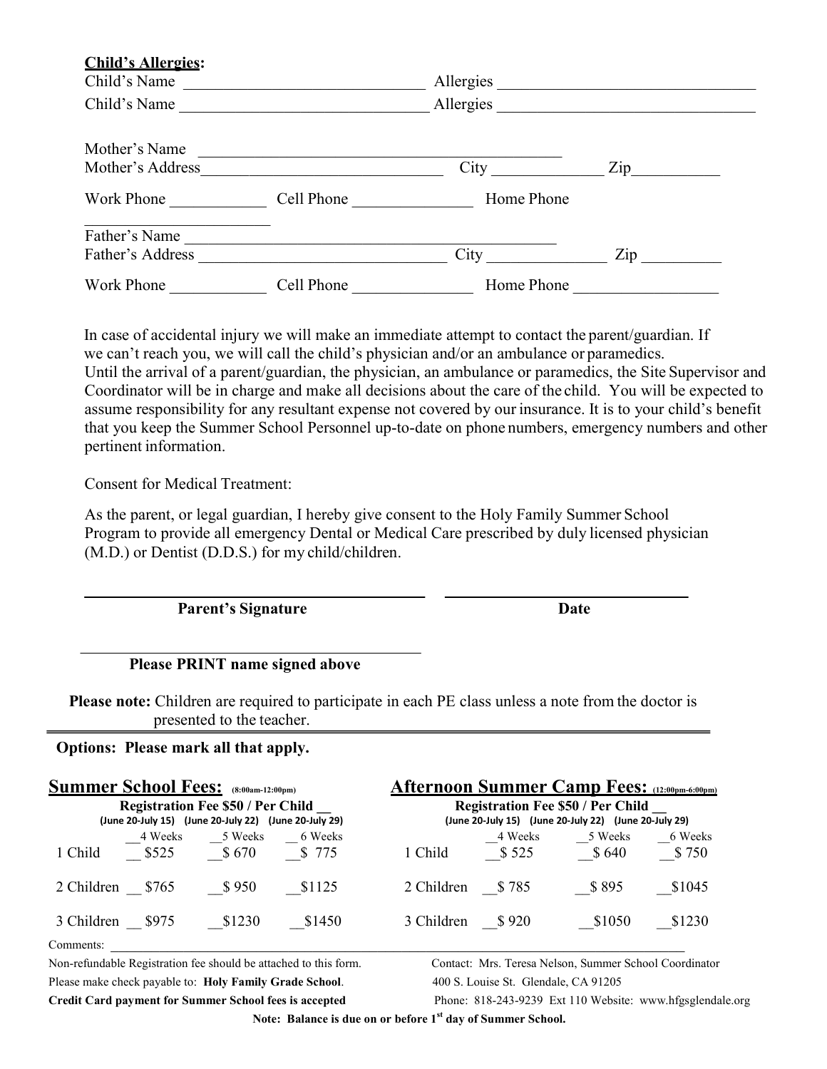**Child's Allergies**:

Child's Name ______________________________ Allergies ______________________________

Child's Name ______________________________ Allergies ______________________________

Mother's Name ______________________________________________

Mother's Address______________________________ City ______________ Zip___________

Work Phone ____________ Cell Phone _______________ Home Phone ______________________

Father's Name ______________________________________________

Father's Address ______________________________ City _______________ Zip __________

Work Phone ____________ Cell Phone _______________ Home Phone __________________

In case of accidental injury we will make an immediate attempt to contact the parent/guardian. If we can't reach you, we will call the child's physician and/or an ambulance or paramedics. Until the arrival of a parent/guardian, the physician, an ambulance or paramedics, the Site Supervisor and Coordinator will be in charge and make all decisions about the care of the child. You will be expected to assume responsibility for any resultant expense not covered by our insurance. It is to your child's benefit that you keep the Summer School Personnel up-to-date on phone numbers, emergency numbers and other pertinent information.

Consent for Medical Treatment:

As the parent, or legal guardian, I hereby give consent to the Holy Family Summer School Program to provide all emergency Dental or Medical Care prescribed by duly licensed physician (M.D.) or Dentist (D.D.S.) for my child/children.

______________________________ ______________________________

**Parent's Signature** **Date**

______________________________

**Please PRINT name signed above**

**Please note:** Children are required to participate in each PE class unless a note from the doctor is presented to the teacher.

**Options: Please mark all that apply.**

**Summer School Fees:** (8:00am-12:00pm)

**Registration Fee $50 / Per Child __**

| | (June 20-July 15) __4 Weeks | (June 20-July 22) __5 Weeks | (June 20-July 29) __6 Weeks |
|---|---|---|---|
| 1 Child | __ $525 | __$ 670 | __$ 775 |
| 2 Children | __ $765 | __$ 950 | __$1125 |
| 3 Children | __ $975 | __$1230 | __$1450 |

**Afternoon Summer Camp Fees:** (12:00pm-6:00pm)

**Registration Fee $50 / Per Child __**

| | (June 20-July 15) __4 Weeks | (June 20-July 22) __5 Weeks | (June 20-July 29) __6 Weeks |
|---|---|---|---|
| 1 Child | __$ 525 | __$ 640 | __$ 750 |
| 2 Children | __$ 785 | __$ 895 | __$1045 |
| 3 Children | __$ 920 | __$1050 | __$1230 |

Comments: ______________________________________________________________________

Non-refundable Registration fee should be attached to this form.

Please make check payable to: **Holy Family Grade School**.

**Credit Card payment for Summer School fees is accepted**

Contact: Mrs. Teresa Nelson, Summer School Coordinator

400 S. Louise St. Glendale, CA 91205

Phone: 818-243-9239 Ext 110 Website: www.hfgsglendale.org

**Note: Balance is due on or before 1st day of Summer School.**